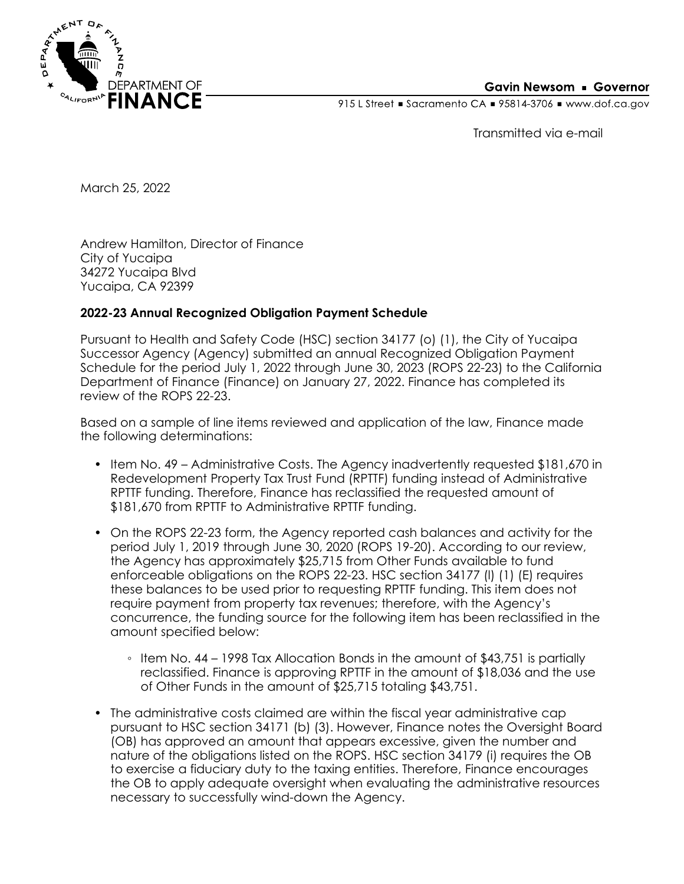DEPARTMENT OF FINANCE

**Gavin Newsom ▪ Governor**

915 L Street ▪ Sacramento CA ▪ 95814-3706 ▪ www.dof.ca.gov

Transmitted via e-mail

March 25, 2022

Andrew Hamilton, Director of Finance
City of Yucaipa
34272 Yucaipa Blvd
Yucaipa, CA 92399

**2022-23 Annual Recognized Obligation Payment Schedule**

Pursuant to Health and Safety Code (HSC) section 34177 (o) (1), the City of Yucaipa Successor Agency (Agency) submitted an annual Recognized Obligation Payment Schedule for the period July 1, 2022 through June 30, 2023 (ROPS 22-23) to the California Department of Finance (Finance) on January 27, 2022. Finance has completed its review of the ROPS 22-23.

Based on a sample of line items reviewed and application of the law, Finance made the following determinations:

- Item No. 49 – Administrative Costs. The Agency inadvertently requested $181,670 in Redevelopment Property Tax Trust Fund (RPTTF) funding instead of Administrative RPTTF funding. Therefore, Finance has reclassified the requested amount of $181,670 from RPTTF to Administrative RPTTF funding.

- On the ROPS 22-23 form, the Agency reported cash balances and activity for the period July 1, 2019 through June 30, 2020 (ROPS 19-20). According to our review, the Agency has approximately $25,715 from Other Funds available to fund enforceable obligations on the ROPS 22-23. HSC section 34177 (l) (1) (E) requires these balances to be used prior to requesting RPTTF funding. This item does not require payment from property tax revenues; therefore, with the Agency's concurrence, the funding source for the following item has been reclassified in the amount specified below:

  - Item No. 44 – 1998 Tax Allocation Bonds in the amount of $43,751 is partially reclassified. Finance is approving RPTTF in the amount of $18,036 and the use of Other Funds in the amount of $25,715 totaling $43,751.

- The administrative costs claimed are within the fiscal year administrative cap pursuant to HSC section 34171 (b) (3). However, Finance notes the Oversight Board (OB) has approved an amount that appears excessive, given the number and nature of the obligations listed on the ROPS. HSC section 34179 (i) requires the OB to exercise a fiduciary duty to the taxing entities. Therefore, Finance encourages the OB to apply adequate oversight when evaluating the administrative resources necessary to successfully wind-down the Agency.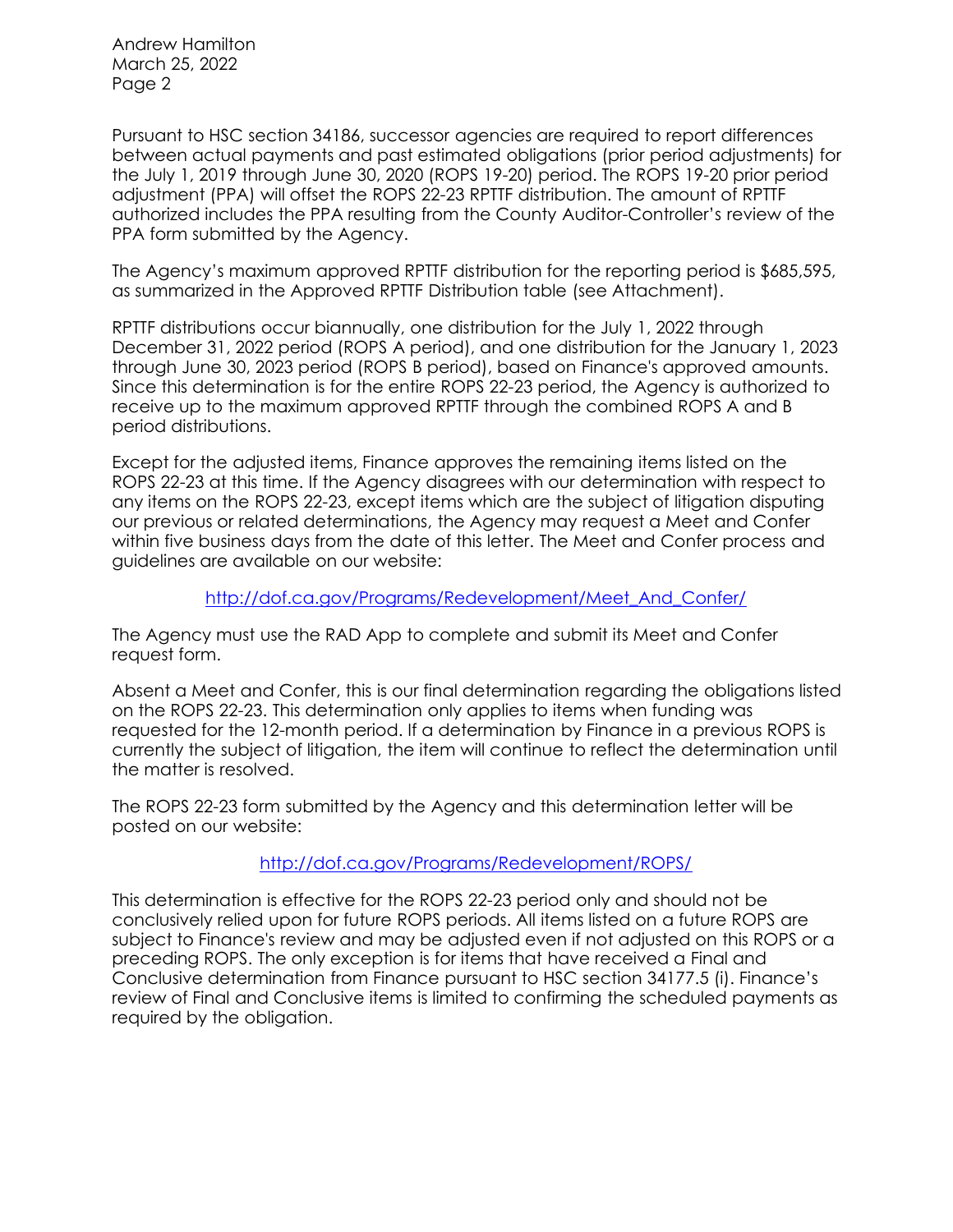Pursuant to HSC section 34186, successor agencies are required to report differences between actual payments and past estimated obligations (prior period adjustments) for the July 1, 2019 through June 30, 2020 (ROPS 19-20) period. The ROPS 19-20 prior period adjustment (PPA) will offset the ROPS 22-23 RPTTF distribution. The amount of RPTTF authorized includes the PPA resulting from the County Auditor-Controller's review of the PPA form submitted by the Agency.

The Agency's maximum approved RPTTF distribution for the reporting period is $685,595, as summarized in the Approved RPTTF Distribution table (see Attachment).

RPTTF distributions occur biannually, one distribution for the July 1, 2022 through December 31, 2022 period (ROPS A period), and one distribution for the January 1, 2023 through June 30, 2023 period (ROPS B period), based on Finance's approved amounts. Since this determination is for the entire ROPS 22-23 period, the Agency is authorized to receive up to the maximum approved RPTTF through the combined ROPS A and B period distributions.

Except for the adjusted items, Finance approves the remaining items listed on the ROPS 22-23 at this time. If the Agency disagrees with our determination with respect to any items on the ROPS 22-23, except items which are the subject of litigation disputing our previous or related determinations, the Agency may request a Meet and Confer within five business days from the date of this letter. The Meet and Confer process and guidelines are available on our website:

http://dof.ca.gov/Programs/Redevelopment/Meet_And_Confer/

The Agency must use the RAD App to complete and submit its Meet and Confer request form.

Absent a Meet and Confer, this is our final determination regarding the obligations listed on the ROPS 22-23. This determination only applies to items when funding was requested for the 12-month period. If a determination by Finance in a previous ROPS is currently the subject of litigation, the item will continue to reflect the determination until the matter is resolved.

The ROPS 22-23 form submitted by the Agency and this determination letter will be posted on our website:

http://dof.ca.gov/Programs/Redevelopment/ROPS/

This determination is effective for the ROPS 22-23 period only and should not be conclusively relied upon for future ROPS periods. All items listed on a future ROPS are subject to Finance's review and may be adjusted even if not adjusted on this ROPS or a preceding ROPS. The only exception is for items that have received a Final and Conclusive determination from Finance pursuant to HSC section 34177.5 (i). Finance's review of Final and Conclusive items is limited to confirming the scheduled payments as required by the obligation.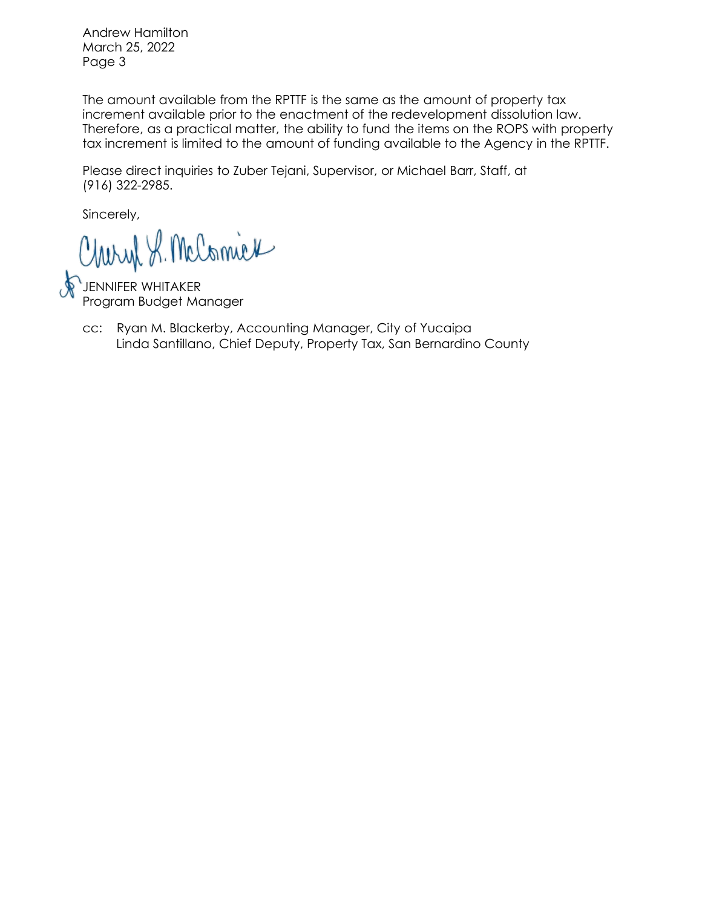The amount available from the RPTTF is the same as the amount of property tax increment available prior to the enactment of the redevelopment dissolution law. Therefore, as a practical matter, the ability to fund the items on the ROPS with property tax increment is limited to the amount of funding available to the Agency in the RPTTF.

Please direct inquiries to Zuber Tejani, Supervisor, or Michael Barr, Staff, at (916) 322-2985.

Sincerely,

JENNIFER WHITAKER
Program Budget Manager

cc: Ryan M. Blackerby, Accounting Manager, City of Yucaipa
Linda Santillano, Chief Deputy, Property Tax, San Bernardino County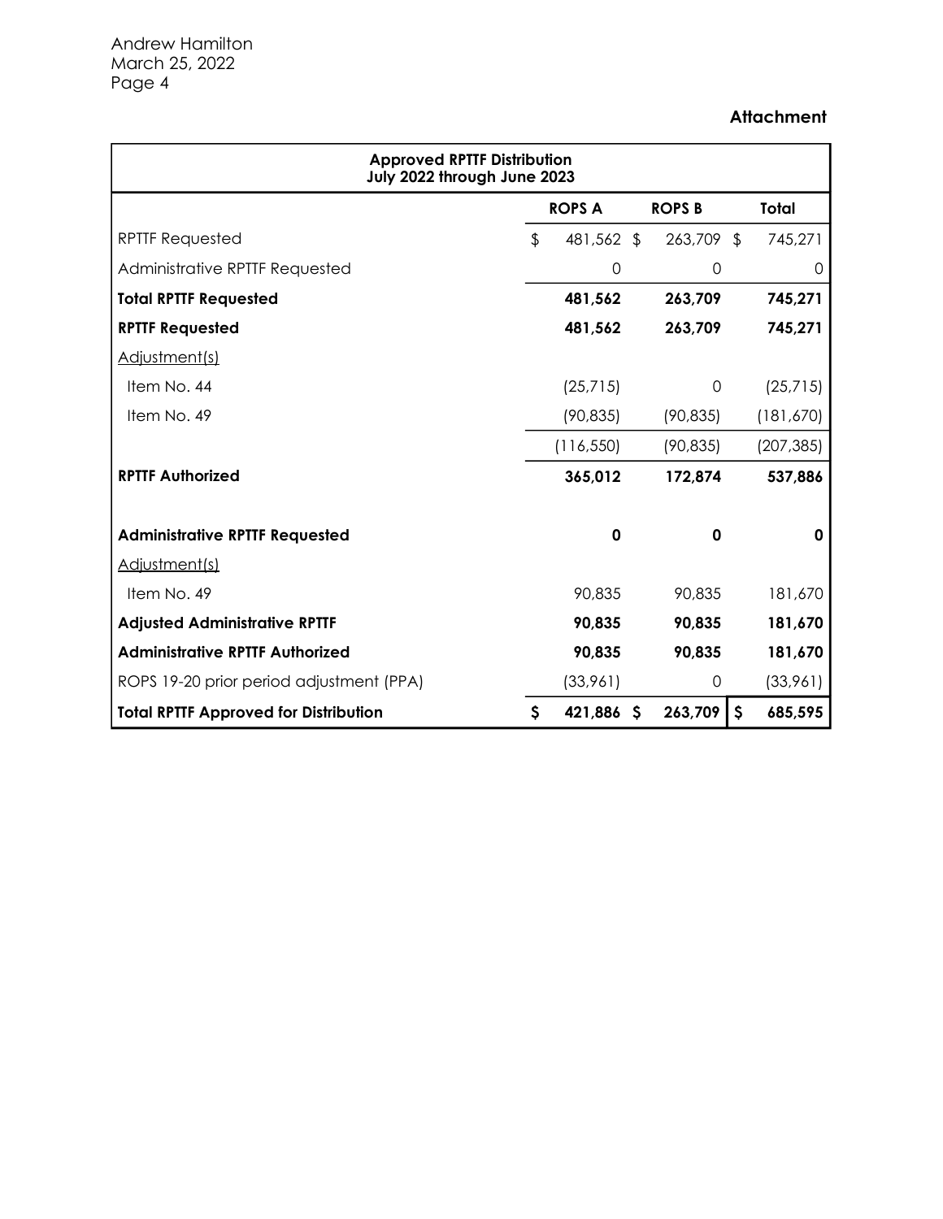**Attachment**

| Approved RPTTF Distribution<br>July 2022 through June 2023 | ROPS A | ROPS B | Total |
|---|---|---|---|
| RPTTF Requested | $ 481,562 | $ 263,709 | $ 745,271 |
| Administrative RPTTF Requested | 0 | 0 | 0 |
| **Total RPTTF Requested** | **481,562** | **263,709** | **745,271** |
| **RPTTF Requested** | **481,562** | **263,709** | **745,271** |
| Adjustment(s) | | | |
| Item No. 44 | (25,715) | 0 | (25,715) |
| Item No. 49 | (90,835) | (90,835) | (181,670) |
| | (116,550) | (90,835) | (207,385) |
| **RPTTF Authorized** | **365,012** | **172,874** | **537,886** |
| | | | |
| **Administrative RPTTF Requested** | **0** | **0** | **0** |
| Adjustment(s) | | | |
| Item No. 49 | 90,835 | 90,835 | 181,670 |
| **Adjusted Administrative RPTTF** | **90,835** | **90,835** | **181,670** |
| **Administrative RPTTF Authorized** | **90,835** | **90,835** | **181,670** |
| ROPS 19-20 prior period adjustment (PPA) | (33,961) | 0 | (33,961) |
| **Total RPTTF Approved for Distribution** | **$ 421,886** | **$ 263,709** | **$ 685,595** |